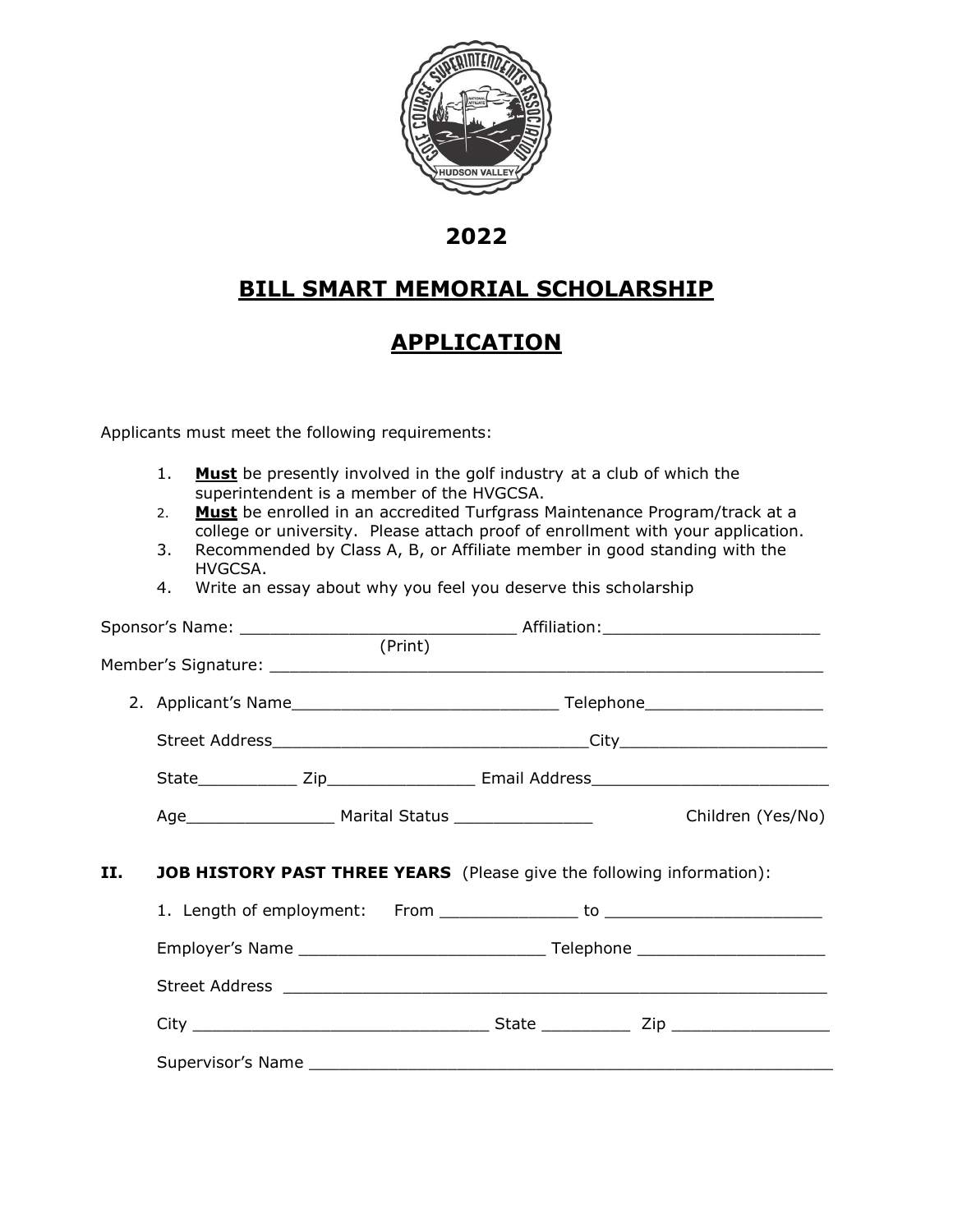# 2022

# BILL SMART MEMORIAL SCHOLARSHIP

# APPLICATION

Applicants must meet the following requirements:

1. **Must** be presently involved in the golf industry at a club of which the superintendent is a member of the HVGCSA.
2. **Must** be enrolled in an accredited Turfgrass Maintenance Program/track at a college or university. Please attach proof of enrollment with your application.
3. Recommended by Class A, B, or Affiliate member in good standing with the HVGCSA.
4. Write an essay about why you feel you deserve this scholarship

Sponsor's Name: ____________________________ Affiliation:______________________
(Print)

Member's Signature: ___________________________________________________________

2. Applicant's Name___________________________ Telephone__________________

   Street Address________________________________City_____________________

   State__________ Zip_______________ Email Address________________________

   Age_______________ Marital Status ______________ Children (Yes/No)

**II. JOB HISTORY PAST THREE YEARS** (Please give the following information):

1. Length of employment: From ______________ to ______________________

   Employer's Name _________________________ Telephone ___________________

   Street Address _______________________________________________________

   City ______________________________ State _________ Zip ________________

   Supervisor's Name ______________________________________________________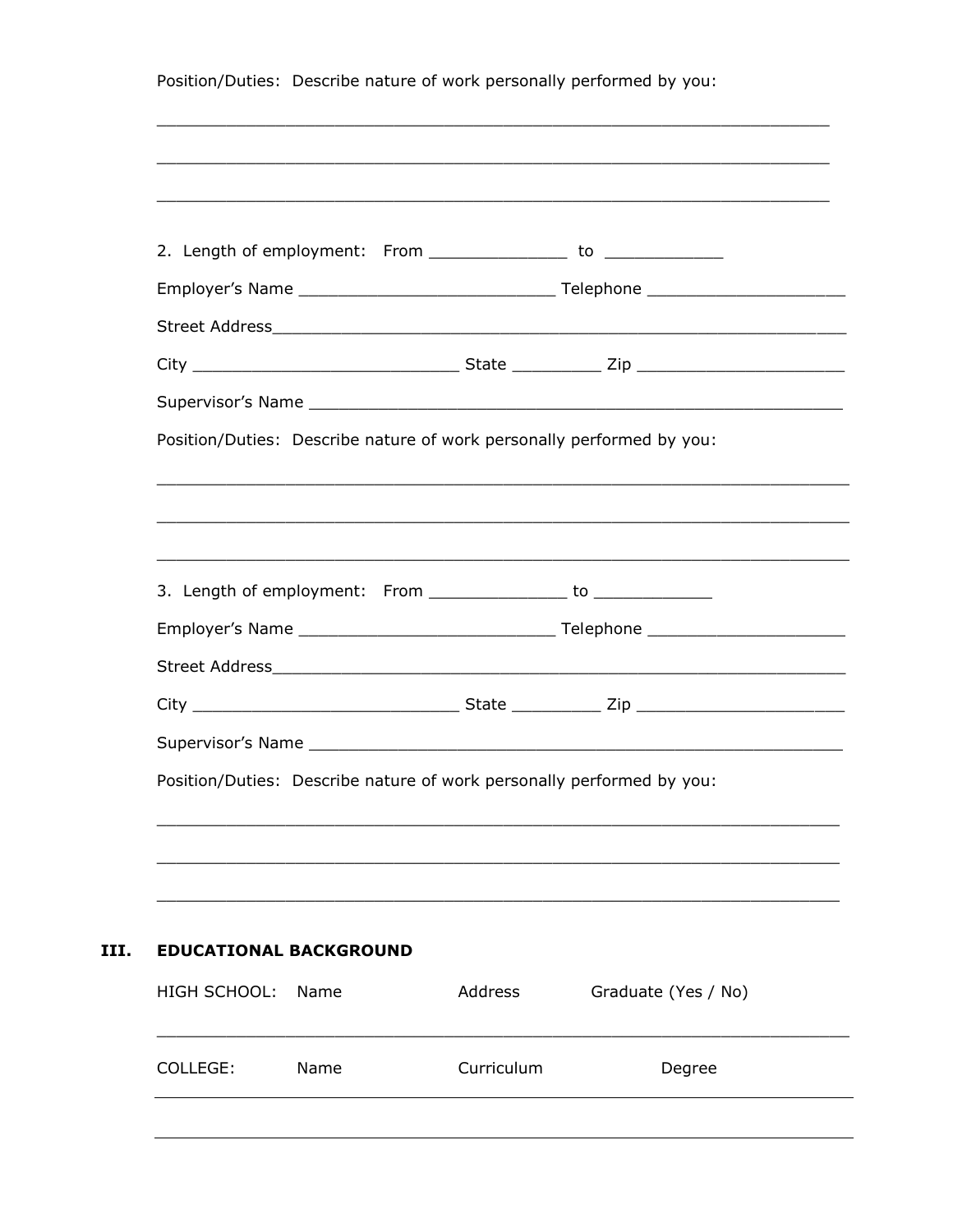Position/Duties: Describe nature of work personally performed by you:

_______________________________________________________________________

_______________________________________________________________________

_______________________________________________________________________

2. Length of employment: From _______________ to _____________

Employer's Name ___________________________ Telephone _____________________

Street Address_____________________________________________________________

City ___________________________ State _________ Zip _____________________

Supervisor's Name _________________________________________________________

Position/Duties: Describe nature of work personally performed by you:

_______________________________________________________________________

_______________________________________________________________________

_______________________________________________________________________

3. Length of employment: From _______________ to _____________

Employer's Name ___________________________ Telephone _____________________

Street Address_____________________________________________________________

City ___________________________ State _________ Zip _____________________

Supervisor's Name _________________________________________________________

Position/Duties: Describe nature of work personally performed by you:

_______________________________________________________________________

_______________________________________________________________________

_______________________________________________________________________

## III. EDUCATIONAL BACKGROUND

HIGH SCHOOL: Name Address Graduate (Yes / No)

_______________________________________________________________________

COLLEGE: Name Curriculum Degree

_______________________________________________________________________

_______________________________________________________________________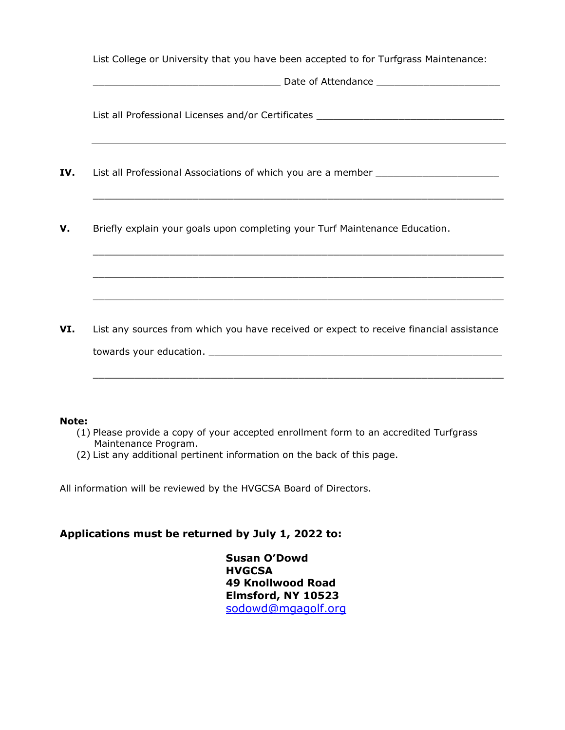List College or University that you have been accepted to for Turfgrass Maintenance:

_________________________________ Date of Attendance _____________________

List all Professional Licenses and/or Certificates _______________________________

___________________________________________________________________________

**IV.** List all Professional Associations of which you are a member _____________________

___________________________________________________________________________

**V.** Briefly explain your goals upon completing your Turf Maintenance Education.

___________________________________________________________________________

___________________________________________________________________________

___________________________________________________________________________

**VI.** List any sources from which you have received or expect to receive financial assistance towards your education. ___________________________________________________

___________________________________________________________________________

**Note:**

(1) Please provide a copy of your accepted enrollment form to an accredited Turfgrass Maintenance Program.
(2) List any additional pertinent information on the back of this page.

All information will be reviewed by the HVGCSA Board of Directors.

**Applications must be returned by July 1, 2022 to:**

**Susan O'Dowd**
**HVGCSA**
**49 Knollwood Road**
**Elmsford, NY 10523**
sodowd@mgagolf.org